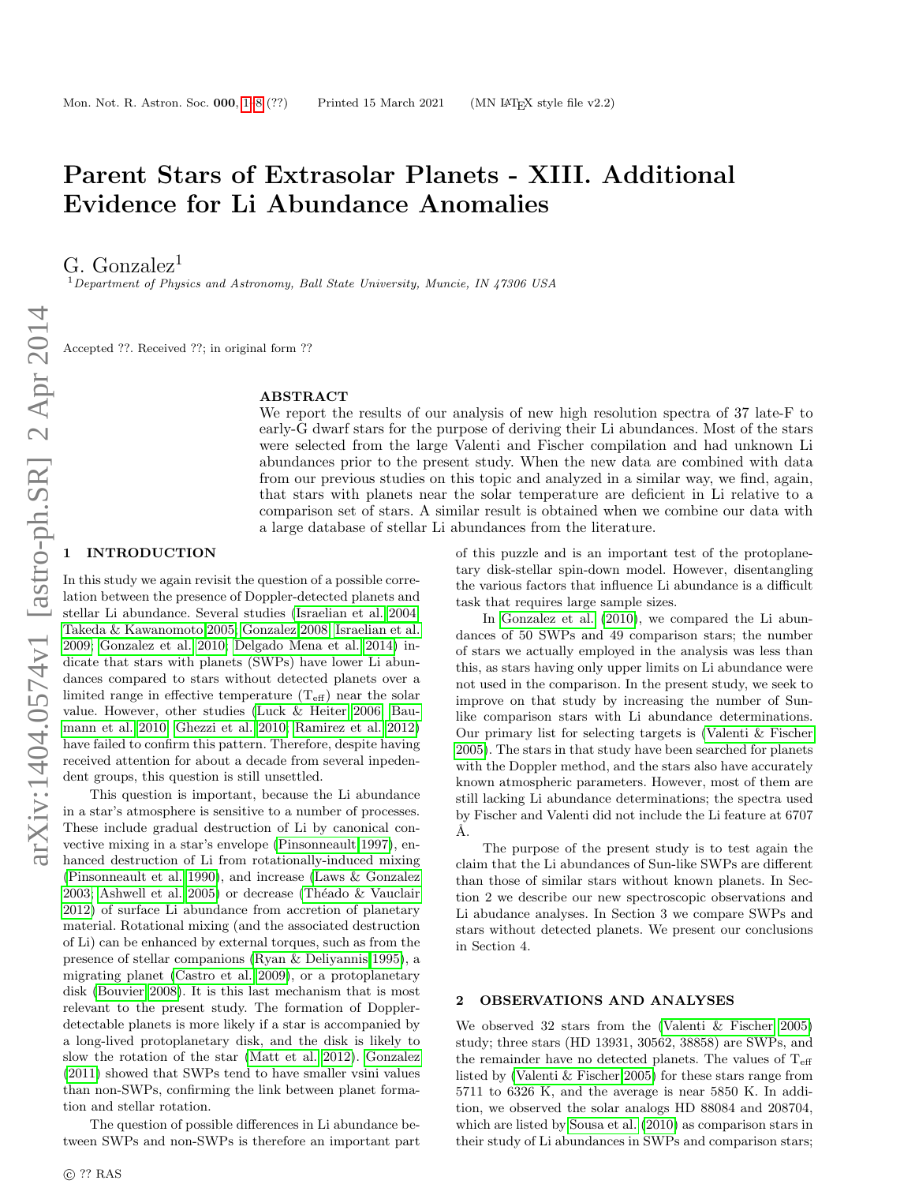# Parent Stars of Extrasolar Planets - XIII. Additional Evidence for Li Abundance Anomalies

G. Gonzalez[1]

[1]*Department of Physics and Astronomy, Ball State University, Muncie, IN 47306 USA*

Accepted ??. Received ??; in original form ??

## ABSTRACT

We report the results of our analysis of new high resolution spectra of 37 late-F to early-G dwarf stars for the purpose of deriving their Li abundances. Most of the stars were selected from the large Valenti and Fischer compilation and had unknown Li abundances prior to the present study. When the new data are combined with data from our previous studies on this topic and analyzed in a similar way, we find, again, that stars with planets near the solar temperature are deficient in Li relative to a comparison set of stars. A similar result is obtained when we combine our data with a large database of stellar Li abundances from the literature.

## 1 INTRODUCTION

In this study we again revisit the question of a possible correlation between the presence of Doppler-detected planets and stellar Li abundance. Several studies (Israelian et al. 2004; Takeda & Kawanomoto 2005; Gonzalez 2008; Israelian et al. 2009; Gonzalez et al. 2010; Delgado Mena et al. 2014) indicate that stars with planets (SWPs) have lower Li abundances compared to stars without detected planets over a limited range in effective temperature ($T_{eff}$) near the solar value. However, other studies (Luck & Heiter 2006; Baumann et al. 2010; Ghezzi et al. 2010; Ramirez et al. 2012) have failed to confirm this pattern. Therefore, despite having received attention for about a decade from several inpedendent groups, this question is still unsettled.

This question is important, because the Li abundance in a star's atmosphere is sensitive to a number of processes. These include gradual destruction of Li by canonical convective mixing in a star's envelope (Pinsonneault 1997), enhanced destruction of Li from rotationally-induced mixing (Pinsonneault et al. 1990), and increase (Laws & Gonzalez 2003; Ashwell et al. 2005) or decrease (Théado & Vauclair 2012) of surface Li abundance from accretion of planetary material. Rotational mixing (and the associated destruction of Li) can be enhanced by external torques, such as from the presence of stellar companions (Ryan & Deliyannis 1995), a migrating planet (Castro et al. 2009), or a protoplanetary disk (Bouvier 2008). It is this last mechanism that is most relevant to the present study. The formation of Doppler-detectable planets is more likely if a star is accompanied by a long-lived protoplanetary disk, and the disk is likely to slow the rotation of the star (Matt et al. 2012). Gonzalez (2011) showed that SWPs tend to have smaller vsini values than non-SWPs, confirming the link between planet formation and stellar rotation.

The question of possible differences in Li abundance between SWPs and non-SWPs is therefore an important part of this puzzle and is an important test of the protoplanetary disk-stellar spin-down model. However, disentangling the various factors that influence Li abundance is a difficult task that requires large sample sizes.

In Gonzalez et al. (2010), we compared the Li abundances of 50 SWPs and 49 comparison stars; the number of stars we actually employed in the analysis was less than this, as stars having only upper limits on Li abundance were not used in the comparison. In the present study, we seek to improve on that study by increasing the number of Sun-like comparison stars with Li abundance determinations. Our primary list for selecting targets is (Valenti & Fischer 2005). The stars in that study have been searched for planets with the Doppler method, and the stars also have accurately known atmospheric parameters. However, most of them are still lacking Li abundance determinations; the spectra used by Fischer and Valenti did not include the Li feature at 6707 Å.

The purpose of the present study is to test again the claim that the Li abundances of Sun-like SWPs are different than those of similar stars without known planets. In Section 2 we describe our new spectroscopic observations and Li abudance analyses. In Section 3 we compare SWPs and stars without detected planets. We present our conclusions in Section 4.

## 2 OBSERVATIONS AND ANALYSES

We observed 32 stars from the (Valenti & Fischer 2005) study; three stars (HD 13931, 30562, 38858) are SWPs, and the remainder have no detected planets. The values of $T_{eff}$ listed by (Valenti & Fischer 2005) for these stars range from 5711 to 6326 K, and the average is near 5850 K. In addition, we observed the solar analogs HD 88084 and 208704, which are listed by Sousa et al. (2010) as comparison stars in their study of Li abundances in SWPs and comparison stars;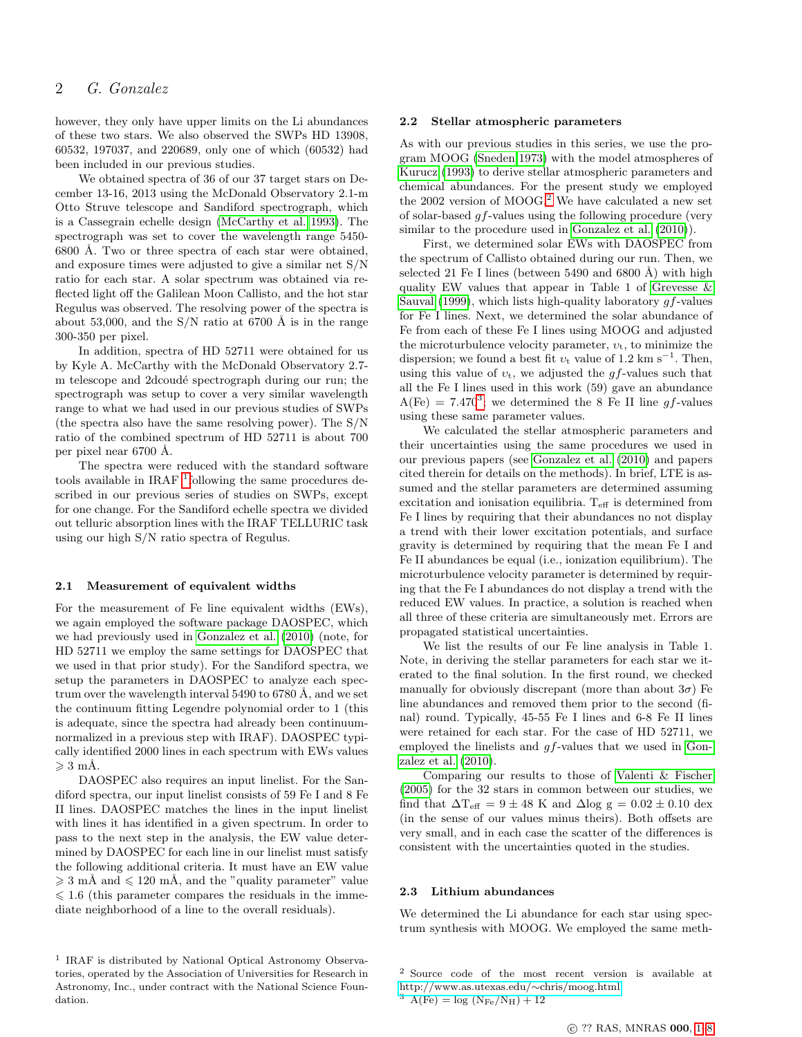however, they only have upper limits on the Li abundances of these two stars. We also observed the SWPs HD 13908, 60532, 197037, and 220689, only one of which (60532) had been included in our previous studies.

We obtained spectra of 36 of our 37 target stars on December 13-16, 2013 using the McDonald Observatory 2.1-m Otto Struve telescope and Sandiford spectrograph, which is a Cassegrain echelle design (McCarthy et al. 1993). The spectrograph was set to cover the wavelength range 5450-6800 Å. Two or three spectra of each star were obtained, and exposure times were adjusted to give a similar net S/N ratio for each star. A solar spectrum was obtained via reflected light off the Galilean Moon Callisto, and the hot star Regulus was observed. The resolving power of the spectra is about 53,000, and the S/N ratio at 6700 Å is in the range 300-350 per pixel.

In addition, spectra of HD 52711 were obtained for us by Kyle A. McCarthy with the McDonald Observatory 2.7-m telescope and 2dcoudé spectrograph during our run; the spectrograph was setup to cover a very similar wavelength range to what we had used in our previous studies of SWPs (the spectra also have the same resolving power). The S/N ratio of the combined spectrum of HD 52711 is about 700 per pixel near 6700 Å.

The spectra were reduced with the standard software tools available in IRAF [1] following the same procedures described in our previous series of studies on SWPs, except for one change. For the Sandiford echelle spectra we divided out telluric absorption lines with the IRAF TELLURIC task using our high S/N ratio spectra of Regulus.

### 2.1 Measurement of equivalent widths

For the measurement of Fe line equivalent widths (EWs), we again employed the software package DAOSPEC, which we had previously used in Gonzalez et al. (2010) (note, for HD 52711 we employ the same settings for DAOSPEC that we used in that prior study). For the Sandiford spectra, we setup the parameters in DAOSPEC to analyze each spectrum over the wavelength interval 5490 to 6780 Å, and we set the continuum fitting Legendre polynomial order to 1 (this is adequate, since the spectra had already been continuum-normalized in a previous step with IRAF). DAOSPEC typically identified 2000 lines in each spectrum with EWs values $\geqslant 3$ mÅ.

DAOSPEC also requires an input linelist. For the Sandiford spectra, our input linelist consists of 59 Fe I and 8 Fe II lines. DAOSPEC matches the lines in the input linelist with lines it has identified in a given spectrum. In order to pass to the next step in the analysis, the EW value determined by DAOSPEC for each line in our linelist must satisfy the following additional criteria. It must have an EW value $\geqslant 3$ mÅ and $\leqslant 120$ mÅ, and the "quality parameter" value $\leqslant 1.6$ (this parameter compares the residuals in the immediate neighborhood of a line to the overall residuals).

[1] IRAF is distributed by National Optical Astronomy Observatories, operated by the Association of Universities for Research in Astronomy, Inc., under contract with the National Science Foundation.

### 2.2 Stellar atmospheric parameters

As with our previous studies in this series, we use the program MOOG (Sneden 1973) with the model atmospheres of Kurucz (1993) to derive stellar atmospheric parameters and chemical abundances. For the present study we employed the 2002 version of MOOG.[2] We have calculated a new set of solar-based $gf$-values using the following procedure (very similar to the procedure used in Gonzalez et al. (2010)).

First, we determined solar EWs with DAOSPEC from the spectrum of Callisto obtained during our run. Then, we selected 21 Fe I lines (between 5490 and 6800 Å) with high quality EW values that appear in Table 1 of Grevesse & Sauval (1999), which lists high-quality laboratory $gf$-values for Fe I lines. Next, we determined the solar abundance of Fe from each of these Fe I lines using MOOG and adjusted the microturbulence velocity parameter, $\upsilon_{\rm t}$, to minimize the dispersion; we found a best fit $\upsilon_{\rm t}$ value of 1.2 km s$^{-1}$. Then, using this value of $\upsilon_{\rm t}$, we adjusted the $gf$-values such that all the Fe I lines used in this work (59) gave an abundance A(Fe) = 7.47([3]; we determined the 8 Fe II line $gf$-values using these same parameter values.

We calculated the stellar atmospheric parameters and their uncertainties using the same procedures we used in our previous papers (see Gonzalez et al. (2010) and papers cited therein for details on the methods). In brief, LTE is assumed and the stellar parameters are determined assuming excitation and ionisation equilibria. $\rm T_{eff}$ is determined from Fe I lines by requiring that their abundances no not display a trend with their lower excitation potentials, and surface gravity is determined by requiring that the mean Fe I and Fe II abundances be equal (i.e., ionization equilibrium). The microturbulence velocity parameter is determined by requiring that the Fe I abundances do not display a trend with the reduced EW values. In practice, a solution is reached when all three of these criteria are simultaneously met. Errors are propagated statistical uncertainties.

We list the results of our Fe line analysis in Table 1. Note, in deriving the stellar parameters for each star we iterated to the final solution. In the first round, we checked manually for obviously discrepant (more than about $3\sigma$) Fe line abundances and removed them prior to the second (final) round. Typically, 45-55 Fe I lines and 6-8 Fe II lines were retained for each star. For the case of HD 52711, we employed the linelists and $gf$-values that we used in Gonzalez et al. (2010).

Comparing our results to those of Valenti & Fischer (2005) for the 32 stars in common between our studies, we find that $\Delta \rm T_{eff} = 9 \pm 48$ K and $\Delta \log g = 0.02 \pm 0.10$ dex (in the sense of our values minus theirs). Both offsets are very small, and in each case the scatter of the differences is consistent with the uncertainties quoted in the studies.

### 2.3 Lithium abundances

We determined the Li abundance for each star using spectrum synthesis with MOOG. We employed the same meth-

[2] Source code of the most recent version is available at http://www.as.utexas.edu/∼chris/moog.html

[3] $\rm A(Fe) = \log\,(N_{Fe}/N_{H}) + 12$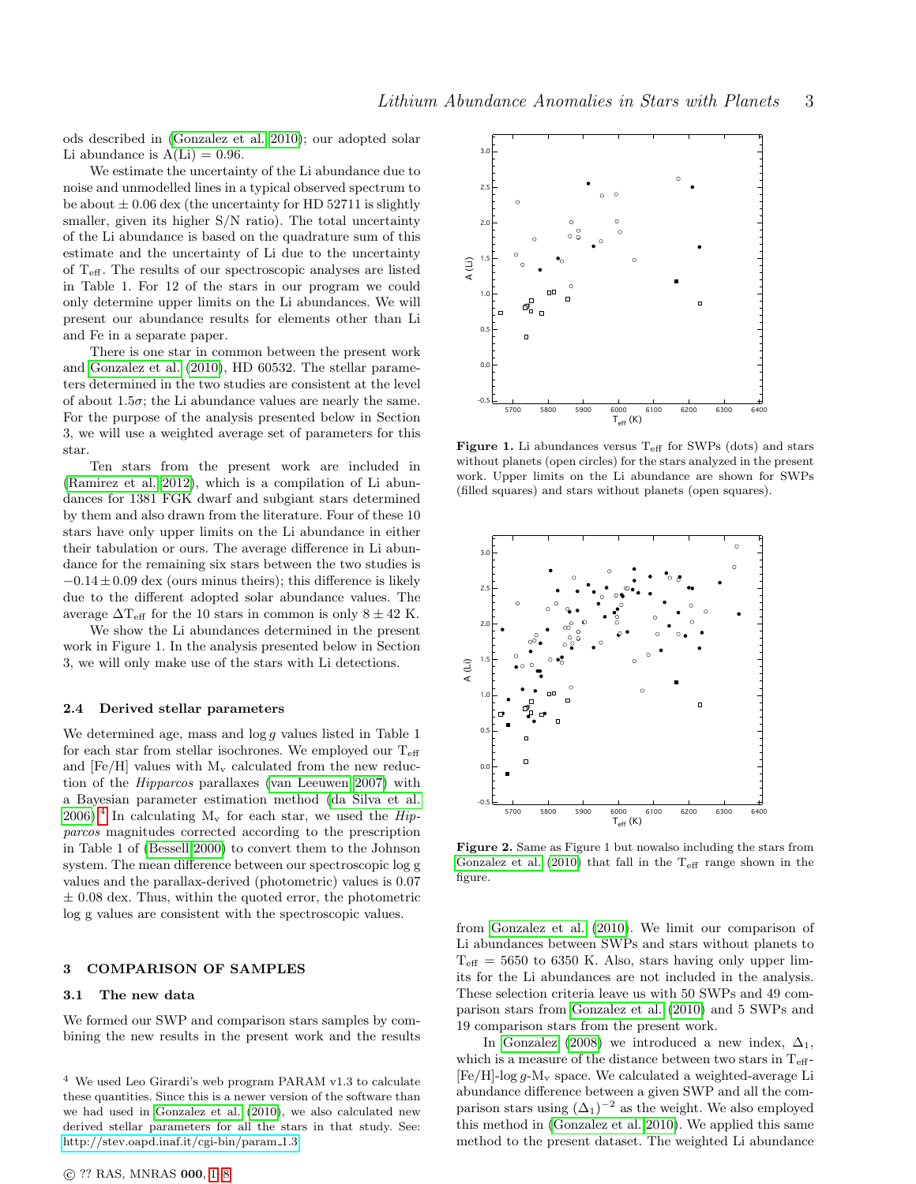ods described in (Gonzalez et al. 2010); our adopted solar Li abundance is A(Li) = 0.96.

We estimate the uncertainty of the Li abundance due to noise and unmodelled lines in a typical observed spectrum to be about ± 0.06 dex (the uncertainty for HD 52711 is slightly smaller, given its higher S/N ratio). The total uncertainty of the Li abundance is based on the quadrature sum of this estimate and the uncertainty of Li due to the uncertainty of $T_{eff}$. The results of our spectroscopic analyses are listed in Table 1. For 12 of the stars in our program we could only determine upper limits on the Li abundances. We will present our abundance results for elements other than Li and Fe in a separate paper.

There is one star in common between the present work and Gonzalez et al. (2010), HD 60532. The stellar parameters determined in the two studies are consistent at the level of about $1.5\sigma$; the Li abundance values are nearly the same. For the purpose of the analysis presented below in Section 3, we will use a weighted average set of parameters for this star.

Ten stars from the present work are included in (Ramirez et al. 2012), which is a compilation of Li abundances for 1381 FGK dwarf and subgiant stars determined by them and also drawn from the literature. Four of these 10 stars have only upper limits on the Li abundance in either their tabulation or ours. The average difference in Li abundance for the remaining six stars between the two studies is $-0.14 \pm 0.09$ dex (ours minus theirs); this difference is likely due to the different adopted solar abundance values. The average $\Delta T_{eff}$ for the 10 stars in common is only $8 \pm 42$ K.

We show the Li abundances determined in the present work in Figure 1. In the analysis presented below in Section 3, we will only make use of the stars with Li detections.

### 2.4 Derived stellar parameters

We determined age, mass and $\log g$ values listed in Table 1 for each star from stellar isochrones. We employed our $T_{eff}$ and [Fe/H] values with $M_v$ calculated from the new reduction of the *Hipparcos* parallaxes (van Leeuwen 2007) with a Bayesian parameter estimation method (da Silva et al. 2006).[4] In calculating $M_v$ for each star, we used the *Hipparcos* magnitudes corrected according to the prescription in Table 1 of (Bessell 2000) to convert them to the Johnson system. The mean difference between our spectroscopic log g values and the parallax-derived (photometric) values is 0.07 ± 0.08 dex. Thus, within the quoted error, the photometric log g values are consistent with the spectroscopic values.

## 3 COMPARISON OF SAMPLES

### 3.1 The new data

We formed our SWP and comparison stars samples by combining the new results in the present work and the results from Gonzalez et al. (2010). We limit our comparison of Li abundances between SWPs and stars without planets to $T_{eff}$ = 5650 to 6350 K. Also, stars having only upper limits for the Li abundances are not included in the analysis. These selection criteria leave us with 50 SWPs and 49 comparison stars from Gonzalez et al. (2010) and 5 SWPs and 19 comparison stars from the present work.

In Gonzalez (2008) we introduced a new index, $\Delta_1$, which is a measure of the distance between two stars in $T_{eff}$-[Fe/H]-$\log g$-$M_v$ space. We calculated a weighted-average Li abundance difference between a given SWP and all the comparison stars using $(\Delta_1)^{-2}$ as the weight. We also employed this method in (Gonzalez et al. 2010). We applied this same method to the present dataset. The weighted Li abundance

**Figure 1.** Li abundances versus $T_{eff}$ for SWPs (dots) and stars without planets (open circles) for the stars analyzed in the present work. Upper limits on the Li abundance are shown for SWPs (filled squares) and stars without planets (open squares).

**Figure 2.** Same as Figure 1 but nowalso including the stars from Gonzalez et al. (2010) that fall in the $T_{eff}$ range shown in the figure.

[4] We used Leo Girardi's web program PARAM v1.3 to calculate these quantities. Since this is a newer version of the software than we had used in Gonzalez et al. (2010), we also calculated new derived stellar parameters for all the stars in that study. See: http://stev.oapd.inaf.it/cgi-bin/param_1.3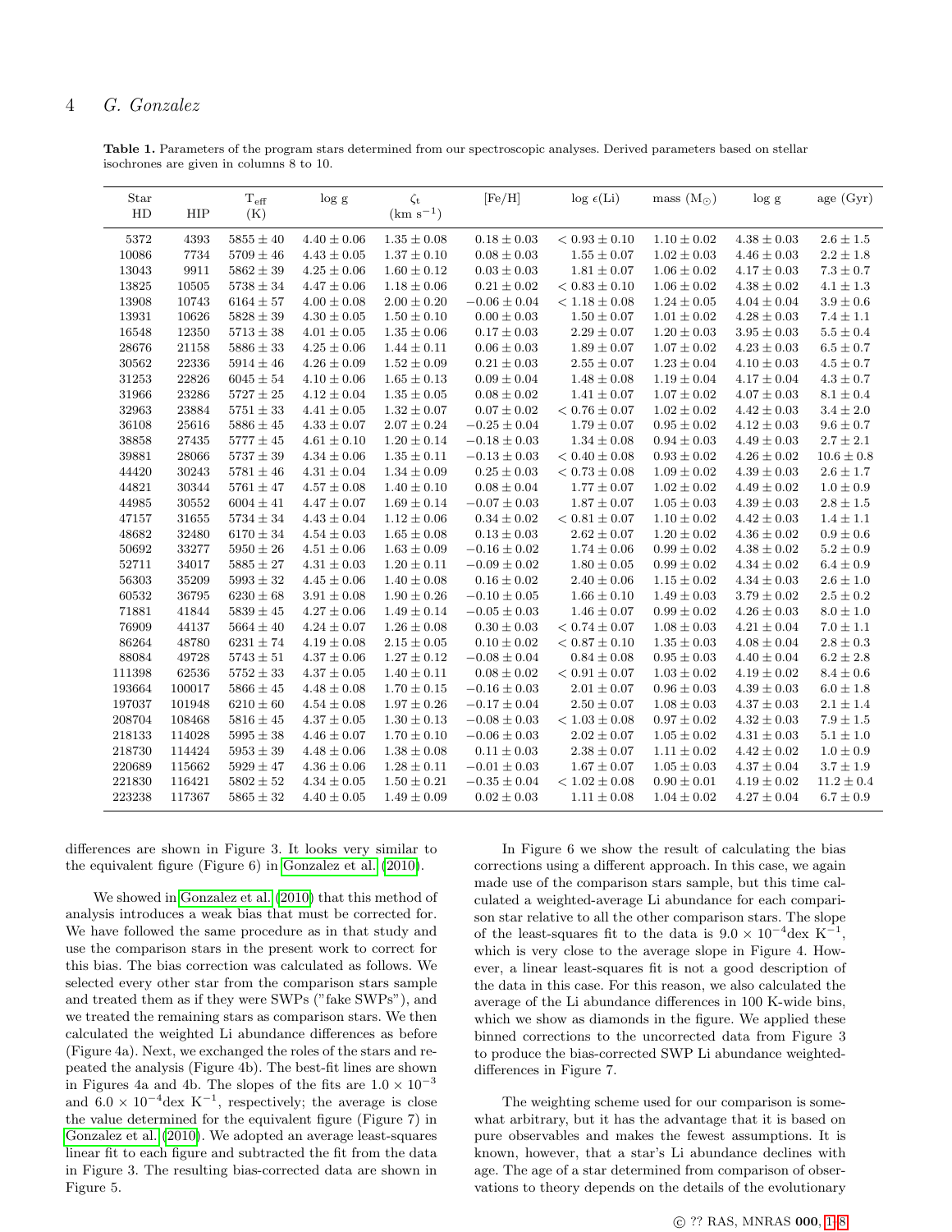**Table 1.** Parameters of the program stars determined from our spectroscopic analyses. Derived parameters based on stellar isochrones are given in columns 8 to 10.

| Star HD | HIP | $T_{\rm eff}$ (K) | log g | $\zeta_t$ (km s$^{-1}$) | [Fe/H] | log $\epsilon$(Li) | mass (M$_\odot$) | log g | age (Gyr) |
|---|---|---|---|---|---|---|---|---|---|
| 5372 | 4393 | $5855 \pm 40$ | $4.40 \pm 0.06$ | $1.35 \pm 0.08$ | $0.18 \pm 0.03$ | $< 0.93 \pm 0.10$ | $1.10 \pm 0.02$ | $4.38 \pm 0.03$ | $2.6 \pm 1.5$ |
| 10086 | 7734 | $5709 \pm 46$ | $4.43 \pm 0.05$ | $1.37 \pm 0.10$ | $0.08 \pm 0.03$ | $1.55 \pm 0.07$ | $1.02 \pm 0.03$ | $4.46 \pm 0.03$ | $2.2 \pm 1.8$ |
| 13043 | 9911 | $5862 \pm 39$ | $4.25 \pm 0.06$ | $1.60 \pm 0.12$ | $0.03 \pm 0.03$ | $1.81 \pm 0.07$ | $1.06 \pm 0.02$ | $4.17 \pm 0.03$ | $7.3 \pm 0.7$ |
| 13825 | 10505 | $5738 \pm 34$ | $4.47 \pm 0.06$ | $1.18 \pm 0.06$ | $0.21 \pm 0.02$ | $< 0.83 \pm 0.10$ | $1.06 \pm 0.02$ | $4.38 \pm 0.02$ | $4.1 \pm 1.3$ |
| 13908 | 10743 | $6164 \pm 57$ | $4.00 \pm 0.08$ | $2.00 \pm 0.20$ | $-0.06 \pm 0.04$ | $< 1.18 \pm 0.08$ | $1.24 \pm 0.05$ | $4.04 \pm 0.04$ | $3.9 \pm 0.6$ |
| 13931 | 10626 | $5828 \pm 39$ | $4.30 \pm 0.05$ | $1.50 \pm 0.10$ | $0.00 \pm 0.03$ | $1.50 \pm 0.07$ | $1.01 \pm 0.02$ | $4.28 \pm 0.03$ | $7.4 \pm 1.1$ |
| 16548 | 12350 | $5713 \pm 38$ | $4.01 \pm 0.05$ | $1.35 \pm 0.06$ | $0.17 \pm 0.03$ | $2.29 \pm 0.07$ | $1.20 \pm 0.03$ | $3.95 \pm 0.03$ | $5.5 \pm 0.4$ |
| 28676 | 21158 | $5886 \pm 33$ | $4.25 \pm 0.06$ | $1.44 \pm 0.11$ | $0.06 \pm 0.03$ | $1.89 \pm 0.07$ | $1.07 \pm 0.02$ | $4.23 \pm 0.03$ | $6.5 \pm 0.7$ |
| 30562 | 22336 | $5914 \pm 46$ | $4.26 \pm 0.09$ | $1.52 \pm 0.09$ | $0.21 \pm 0.03$ | $2.55 \pm 0.07$ | $1.23 \pm 0.04$ | $4.10 \pm 0.03$ | $4.5 \pm 0.7$ |
| 31253 | 22826 | $6045 \pm 54$ | $4.10 \pm 0.06$ | $1.65 \pm 0.13$ | $0.09 \pm 0.04$ | $1.48 \pm 0.08$ | $1.19 \pm 0.04$ | $4.17 \pm 0.04$ | $4.3 \pm 0.7$ |
| 31966 | 23286 | $5727 \pm 25$ | $4.12 \pm 0.04$ | $1.35 \pm 0.05$ | $0.08 \pm 0.02$ | $1.41 \pm 0.07$ | $1.07 \pm 0.02$ | $4.07 \pm 0.03$ | $8.1 \pm 0.4$ |
| 32963 | 23884 | $5751 \pm 33$ | $4.41 \pm 0.05$ | $1.32 \pm 0.07$ | $0.07 \pm 0.02$ | $< 0.76 \pm 0.07$ | $1.02 \pm 0.02$ | $4.42 \pm 0.03$ | $3.4 \pm 2.0$ |
| 36108 | 25616 | $5886 \pm 45$ | $4.33 \pm 0.07$ | $2.07 \pm 0.24$ | $-0.25 \pm 0.04$ | $1.79 \pm 0.07$ | $0.95 \pm 0.02$ | $4.12 \pm 0.03$ | $9.6 \pm 0.7$ |
| 38858 | 27435 | $5777 \pm 45$ | $4.61 \pm 0.10$ | $1.20 \pm 0.14$ | $-0.18 \pm 0.03$ | $1.34 \pm 0.08$ | $0.94 \pm 0.03$ | $4.49 \pm 0.03$ | $2.7 \pm 2.1$ |
| 39881 | 28066 | $5737 \pm 39$ | $4.34 \pm 0.06$ | $1.35 \pm 0.11$ | $-0.13 \pm 0.03$ | $< 0.40 \pm 0.08$ | $0.93 \pm 0.02$ | $4.26 \pm 0.02$ | $10.6 \pm 0.8$ |
| 44420 | 30243 | $5781 \pm 46$ | $4.31 \pm 0.04$ | $1.34 \pm 0.09$ | $0.25 \pm 0.03$ | $< 0.73 \pm 0.08$ | $1.09 \pm 0.02$ | $4.39 \pm 0.03$ | $2.6 \pm 1.7$ |
| 44821 | 30344 | $5761 \pm 47$ | $4.57 \pm 0.08$ | $1.40 \pm 0.10$ | $0.08 \pm 0.04$ | $1.77 \pm 0.07$ | $1.02 \pm 0.02$ | $4.49 \pm 0.03$ | $1.0 \pm 0.9$ |
| 44985 | 30552 | $6004 \pm 41$ | $4.47 \pm 0.07$ | $1.69 \pm 0.14$ | $-0.07 \pm 0.03$ | $1.87 \pm 0.07$ | $1.05 \pm 0.03$ | $4.39 \pm 0.03$ | $2.8 \pm 1.5$ |
| 47157 | 31655 | $5734 \pm 34$ | $4.43 \pm 0.04$ | $1.12 \pm 0.06$ | $0.34 \pm 0.02$ | $< 0.81 \pm 0.07$ | $1.10 \pm 0.02$ | $4.42 \pm 0.03$ | $1.4 \pm 1.1$ |
| 48682 | 32480 | $6170 \pm 34$ | $4.54 \pm 0.03$ | $1.65 \pm 0.08$ | $0.13 \pm 0.03$ | $2.62 \pm 0.07$ | $1.20 \pm 0.02$ | $4.36 \pm 0.02$ | $0.9 \pm 0.6$ |
| 50692 | 33277 | $5950 \pm 26$ | $4.51 \pm 0.06$ | $1.63 \pm 0.09$ | $-0.16 \pm 0.02$ | $1.74 \pm 0.06$ | $0.99 \pm 0.02$ | $4.38 \pm 0.02$ | $5.2 \pm 0.9$ |
| 52711 | 34017 | $5885 \pm 27$ | $4.31 \pm 0.03$ | $1.20 \pm 0.11$ | $-0.09 \pm 0.02$ | $1.80 \pm 0.05$ | $0.99 \pm 0.02$ | $4.34 \pm 0.02$ | $6.4 \pm 0.9$ |
| 56303 | 35209 | $5993 \pm 32$ | $4.45 \pm 0.06$ | $1.40 \pm 0.08$ | $0.16 \pm 0.02$ | $2.40 \pm 0.06$ | $1.15 \pm 0.02$ | $4.34 \pm 0.02$ | $2.6 \pm 1.0$ |
| 60532 | 36795 | $6230 \pm 68$ | $3.91 \pm 0.08$ | $1.90 \pm 0.26$ | $-0.10 \pm 0.05$ | $1.66 \pm 0.10$ | $1.49 \pm 0.03$ | $3.79 \pm 0.02$ | $2.5 \pm 0.2$ |
| 71881 | 41844 | $5839 \pm 45$ | $4.27 \pm 0.06$ | $1.49 \pm 0.14$ | $-0.05 \pm 0.03$ | $1.46 \pm 0.07$ | $0.99 \pm 0.02$ | $4.26 \pm 0.03$ | $8.0 \pm 1.0$ |
| 76909 | 44137 | $5664 \pm 40$ | $4.24 \pm 0.07$ | $1.26 \pm 0.08$ | $0.30 \pm 0.03$ | $< 0.74 \pm 0.07$ | $1.08 \pm 0.03$ | $4.21 \pm 0.04$ | $7.0 \pm 1.1$ |
| 86264 | 48780 | $6231 \pm 74$ | $4.19 \pm 0.08$ | $2.15 \pm 0.05$ | $0.10 \pm 0.02$ | $< 0.87 \pm 0.10$ | $1.35 \pm 0.03$ | $4.08 \pm 0.04$ | $2.8 \pm 0.3$ |
| 88084 | 49728 | $5743 \pm 51$ | $4.37 \pm 0.06$ | $1.27 \pm 0.12$ | $-0.08 \pm 0.04$ | $0.84 \pm 0.08$ | $0.95 \pm 0.03$ | $4.40 \pm 0.04$ | $6.2 \pm 2.8$ |
| 111398 | 62536 | $5752 \pm 33$ | $4.37 \pm 0.05$ | $1.40 \pm 0.11$ | $0.08 \pm 0.02$ | $< 0.91 \pm 0.07$ | $1.03 \pm 0.02$ | $4.19 \pm 0.02$ | $8.4 \pm 0.6$ |
| 193664 | 100017 | $5866 \pm 45$ | $4.48 \pm 0.08$ | $1.70 \pm 0.15$ | $-0.16 \pm 0.03$ | $2.01 \pm 0.07$ | $0.96 \pm 0.03$ | $4.39 \pm 0.03$ | $6.0 \pm 1.8$ |
| 197037 | 101948 | $6210 \pm 60$ | $4.54 \pm 0.08$ | $1.97 \pm 0.26$ | $-0.17 \pm 0.04$ | $2.50 \pm 0.07$ | $1.08 \pm 0.03$ | $4.37 \pm 0.03$ | $2.1 \pm 1.4$ |
| 208704 | 108468 | $5816 \pm 45$ | $4.37 \pm 0.05$ | $1.30 \pm 0.13$ | $-0.08 \pm 0.03$ | $< 1.03 \pm 0.08$ | $0.97 \pm 0.02$ | $4.32 \pm 0.03$ | $7.9 \pm 1.5$ |
| 218133 | 114028 | $5995 \pm 38$ | $4.46 \pm 0.07$ | $1.70 \pm 0.10$ | $-0.06 \pm 0.03$ | $2.02 \pm 0.07$ | $1.05 \pm 0.02$ | $4.31 \pm 0.03$ | $5.1 \pm 1.0$ |
| 218730 | 114424 | $5953 \pm 39$ | $4.48 \pm 0.06$ | $1.38 \pm 0.08$ | $0.11 \pm 0.03$ | $2.38 \pm 0.07$ | $1.11 \pm 0.02$ | $4.42 \pm 0.02$ | $1.0 \pm 0.9$ |
| 220689 | 115662 | $5929 \pm 47$ | $4.36 \pm 0.06$ | $1.28 \pm 0.11$ | $-0.01 \pm 0.03$ | $1.67 \pm 0.07$ | $1.05 \pm 0.03$ | $4.37 \pm 0.04$ | $3.7 \pm 1.9$ |
| 221830 | 116421 | $5802 \pm 52$ | $4.34 \pm 0.05$ | $1.50 \pm 0.21$ | $-0.35 \pm 0.04$ | $< 1.02 \pm 0.08$ | $0.90 \pm 0.01$ | $4.19 \pm 0.02$ | $11.2 \pm 0.4$ |
| 223238 | 117367 | $5865 \pm 32$ | $4.40 \pm 0.05$ | $1.49 \pm 0.09$ | $0.02 \pm 0.03$ | $1.11 \pm 0.08$ | $1.04 \pm 0.02$ | $4.27 \pm 0.04$ | $6.7 \pm 0.9$ |

differences are shown in Figure 3. It looks very similar to the equivalent figure (Figure 6) in Gonzalez et al. (2010).

We showed in Gonzalez et al. (2010) that this method of analysis introduces a weak bias that must be corrected for. We have followed the same procedure as in that study and use the comparison stars in the present work to correct for this bias. The bias correction was calculated as follows. We selected every other star from the comparison stars sample and treated them as if they were SWPs ("fake SWPs"), and we treated the remaining stars as comparison stars. We then calculated the weighted Li abundance differences as before (Figure 4a). Next, we exchanged the roles of the stars and repeated the analysis (Figure 4b). The best-fit lines are shown in Figures 4a and 4b. The slopes of the fits are $1.0 \times 10^{-3}$ and $6.0 \times 10^{-4}$dex K$^{-1}$, respectively; the average is close the value determined for the equivalent figure (Figure 7) in Gonzalez et al. (2010). We adopted an average least-squares linear fit to each figure and subtracted the fit from the data in Figure 3. The resulting bias-corrected data are shown in Figure 5.

In Figure 6 we show the result of calculating the bias corrections using a different approach. In this case, we again made use of the comparison stars sample, but this time calculated a weighted-average Li abundance for each comparison star relative to all the other comparison stars. The slope of the least-squares fit to the data is $9.0 \times 10^{-4}$dex K$^{-1}$, which is very close to the average slope in Figure 4. However, a linear least-squares fit is not a good description of the data in this case. For this reason, we also calculated the average of the Li abundance differences in 100 K-wide bins, which we show as diamonds in the figure. We applied these binned corrections to the uncorrected data from Figure 3 to produce the bias-corrected SWP Li abundance weighted-differences in Figure 7.

The weighting scheme used for our comparison is somewhat arbitrary, but it has the advantage that it is based on pure observables and makes the fewest assumptions. It is known, however, that a star's Li abundance declines with age. The age of a star determined from comparison of observations to theory depends on the details of the evolutionary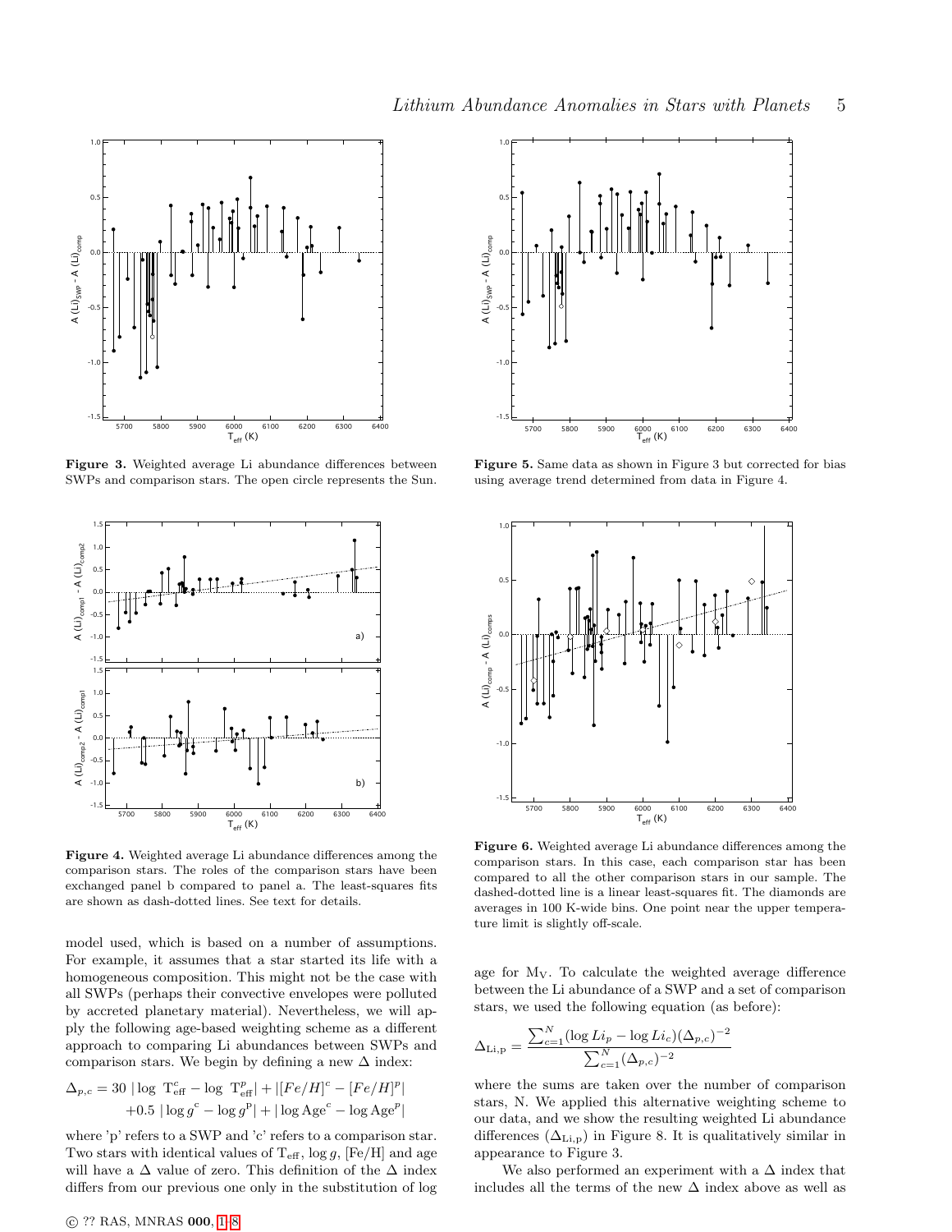**Figure 3.** Weighted average Li abundance differences between SWPs and comparison stars. The open circle represents the Sun.

**Figure 4.** Weighted average Li abundance differences among the comparison stars. The roles of the comparison stars have been exchanged panel b compared to panel a. The least-squares fits are shown as dash-dotted lines. See text for details.

model used, which is based on a number of assumptions. For example, it assumes that a star started its life with a homogeneous composition. This might not be the case with all SWPs (perhaps their convective envelopes were polluted by accreted planetary material). Nevertheless, we will apply the following age-based weighting scheme as a different approach to comparing Li abundances between SWPs and comparison stars. We begin by defining a new $\Delta$ index:

$$\Delta_{p,c} = 30\,|\log\ \mathrm{T}^{c}_{\mathrm{eff}} - \log\ \mathrm{T}^{p}_{\mathrm{eff}}| + |[Fe/H]^{c} - [Fe/H]^{p}| \\ +0.5\,|\log g^{\mathrm{c}} - \log g^{\mathrm{p}}| + |\log \mathrm{Age}^{c} - \log \mathrm{Age}^{p}|$$

where 'p' refers to a SWP and 'c' refers to a comparison star. Two stars with identical values of $\mathrm{T_{eff}}$, $\log g$, [Fe/H] and age will have a $\Delta$ value of zero. This definition of the $\Delta$ index differs from our previous one only in the substitution of log age for $\mathrm{M_V}$. To calculate the weighted average difference between the Li abundance of a SWP and a set of comparison stars, we used the following equation (as before):

$$\Delta_{\mathrm{Li,p}} = \frac{\sum_{c=1}^{N} (\log Li_{p} - \log Li_{c})(\Delta_{p,c})^{-2}}{\sum_{c=1}^{N} (\Delta_{p,c})^{-2}}$$

where the sums are taken over the number of comparison stars, N. We applied this alternative weighting scheme to our data, and we show the resulting weighted Li abundance differences ($\Delta_{\mathrm{Li,p}}$) in Figure 8. It is qualitatively similar in appearance to Figure 3.

We also performed an experiment with a $\Delta$ index that includes all the terms of the new $\Delta$ index above as well as

**Figure 5.** Same data as shown in Figure 3 but corrected for bias using average trend determined from data in Figure 4.

**Figure 6.** Weighted average Li abundance differences among the comparison stars. In this case, each comparison star has been compared to all the other comparison stars in our sample. The dashed-dotted line is a linear least-squares fit. The diamonds are averages in 100 K-wide bins. One point near the upper temperature limit is slightly off-scale.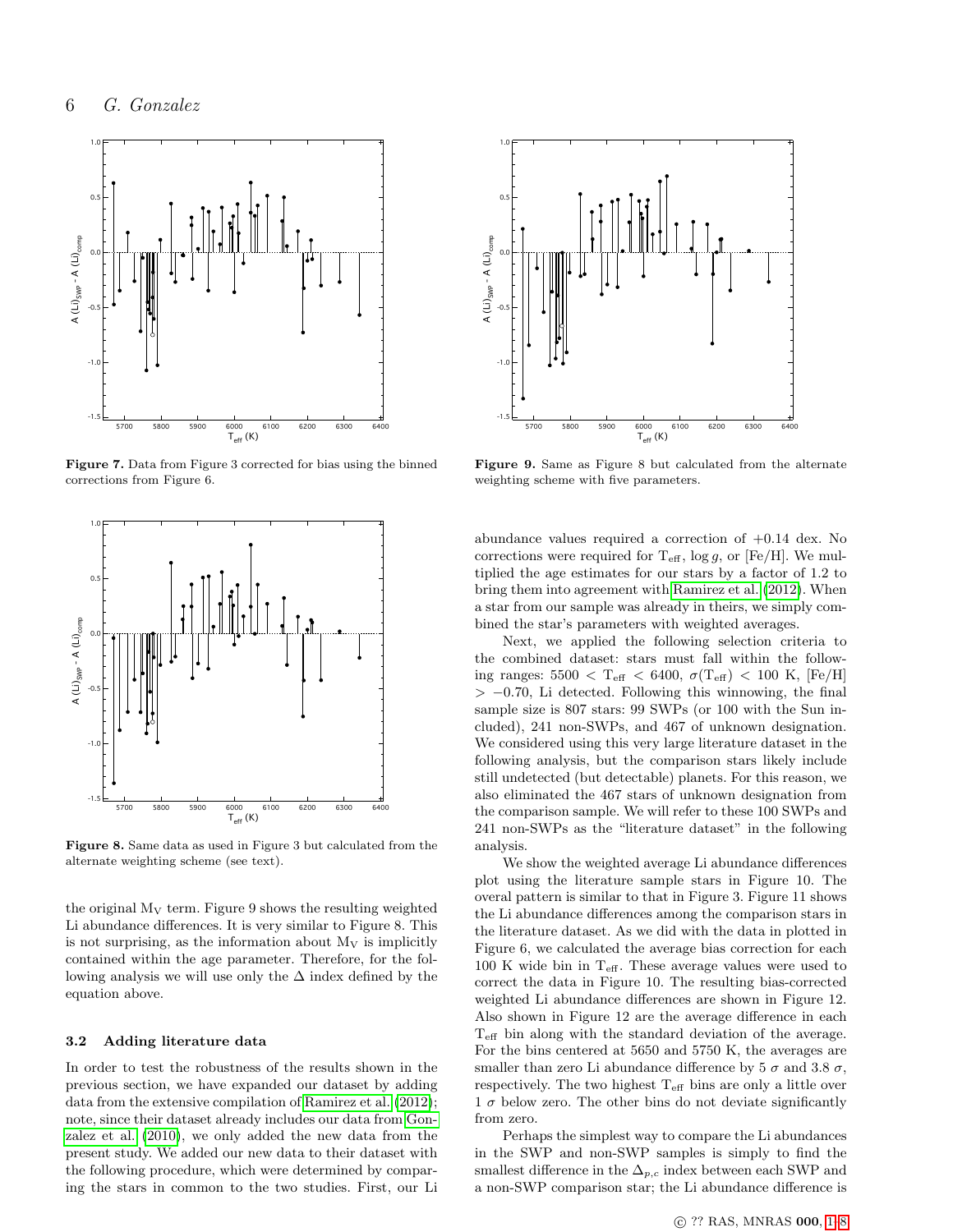Figure 7. Data from Figure 3 corrected for bias using the binned corrections from Figure 6.

Figure 8. Same data as used in Figure 3 but calculated from the alternate weighting scheme (see text).

the original $M_V$ term. Figure 9 shows the resulting weighted Li abundance differences. It is very similar to Figure 8. This is not surprising, as the information about $M_V$ is implicitly contained within the age parameter. Therefore, for the following analysis we will use only the $\Delta$ index defined by the equation above.

### 3.2 Adding literature data

In order to test the robustness of the results shown in the previous section, we have expanded our dataset by adding data from the extensive compilation of Ramirez et al. (2012); note, since their dataset already includes our data from Gonzalez et al. (2010), we only added the new data from the present study. We added our new data to their dataset with the following procedure, which were determined by comparing the stars in common to the two studies. First, our Li abundance values required a correction of +0.14 dex. No corrections were required for $T_{\rm eff}$, $\log g$, or [Fe/H]. We multiplied the age estimates for our stars by a factor of 1.2 to bring them into agreement with Ramirez et al. (2012). When a star from our sample was already in theirs, we simply combined the star's parameters with weighted averages.

Figure 9. Same as Figure 8 but calculated from the alternate weighting scheme with five parameters.

Next, we applied the following selection criteria to the combined dataset: stars must fall within the following ranges: $5500 < T_{\rm eff} < 6400$, $\sigma(T_{\rm eff}) < 100$ K, [Fe/H] $> -0.70$, Li detected. Following this winnowing, the final sample size is 807 stars: 99 SWPs (or 100 with the Sun included), 241 non-SWPs, and 467 of unknown designation. We considered using this very large literature dataset in the following analysis, but the comparison stars likely include still undetected (but detectable) planets. For this reason, we also eliminated the 467 stars of unknown designation from the comparison sample. We will refer to these 100 SWPs and 241 non-SWPs as the "literature dataset" in the following analysis.

We show the weighted average Li abundance differences plot using the literature sample stars in Figure 10. The overal pattern is similar to that in Figure 3. Figure 11 shows the Li abundance differences among the comparison stars in the literature dataset. As we did with the data in plotted in Figure 6, we calculated the average bias correction for each 100 K wide bin in $T_{\rm eff}$. These average values were used to correct the data in Figure 10. The resulting bias-corrected weighted Li abundance differences are shown in Figure 12. Also shown in Figure 12 are the average difference in each $T_{\rm eff}$ bin along with the standard deviation of the average. For the bins centered at 5650 and 5750 K, the averages are smaller than zero Li abundance difference by 5 $\sigma$ and 3.8 $\sigma$, respectively. The two highest $T_{\rm eff}$ bins are only a little over 1 $\sigma$ below zero. The other bins do not deviate significantly from zero.

Perhaps the simplest way to compare the Li abundances in the SWP and non-SWP samples is simply to find the smallest difference in the $\Delta_{p,c}$ index between each SWP and a non-SWP comparison star; the Li abundance difference is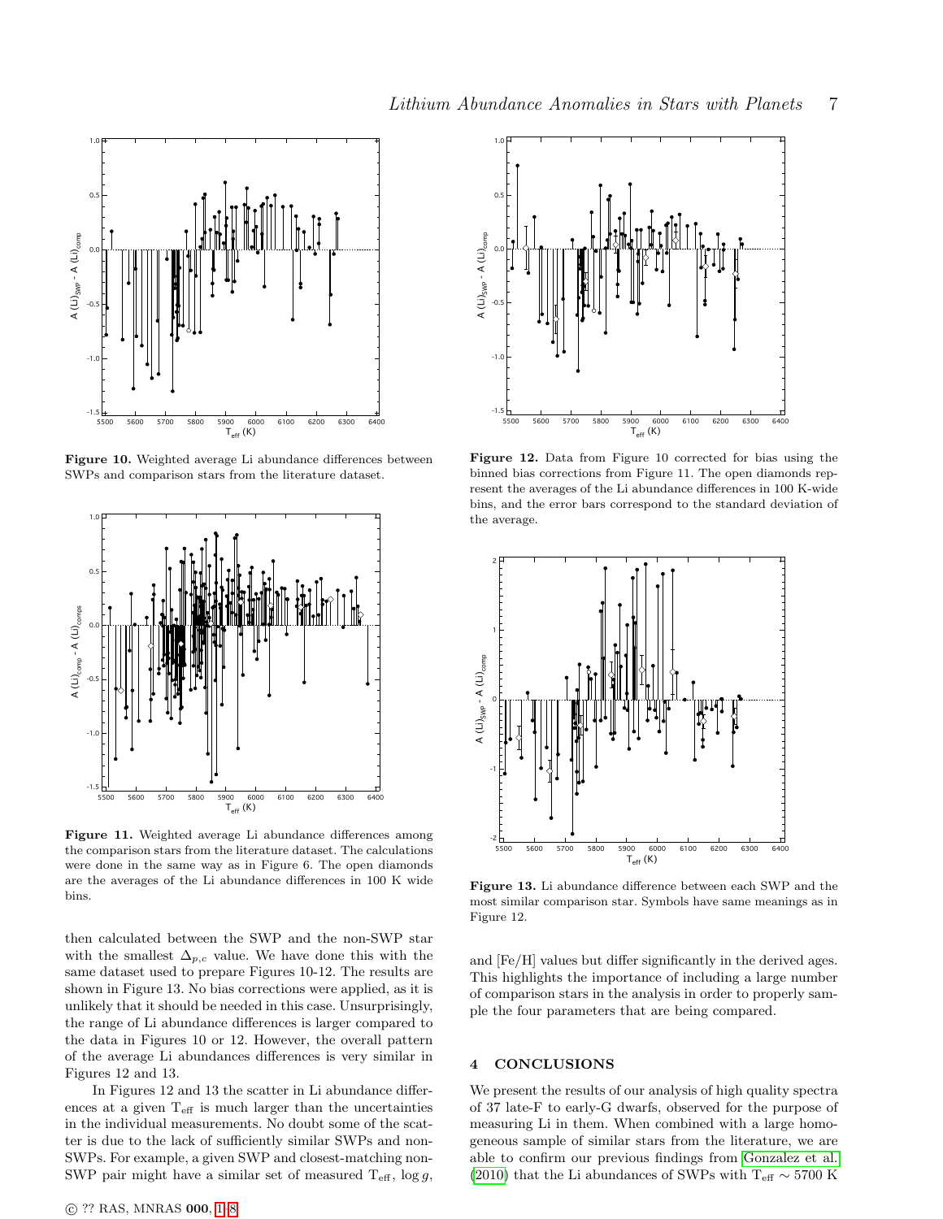**Figure 10.** Weighted average Li abundance differences between SWPs and comparison stars from the literature dataset.

**Figure 11.** Weighted average Li abundance differences among the comparison stars from the literature dataset. The calculations were done in the same way as in Figure 6. The open diamonds are the averages of the Li abundance differences in 100 K wide bins.

then calculated between the SWP and the non-SWP star with the smallest $\Delta_{p,c}$ value. We have done this with the same dataset used to prepare Figures 10-12. The results are shown in Figure 13. No bias corrections were applied, as it is unlikely that it should be needed in this case. Unsurprisingly, the range of Li abundance differences is larger compared to the data in Figures 10 or 12. However, the overall pattern of the average Li abundances differences is very similar in Figures 12 and 13.

In Figures 12 and 13 the scatter in Li abundance differences at a given $T_{eff}$ is much larger than the uncertainties in the individual measurements. No doubt some of the scatter is due to the lack of sufficiently similar SWPs and non-SWPs. For example, a given SWP and closest-matching non-SWP pair might have a similar set of measured $T_{eff}$, $\log g$, and [Fe/H] values but differ significantly in the derived ages. This highlights the importance of including a large number of comparison stars in the analysis in order to properly sample the four parameters that are being compared.

**Figure 12.** Data from Figure 10 corrected for bias using the binned bias corrections from Figure 11. The open diamonds represent the averages of the Li abundance differences in 100 K-wide bins, and the error bars correspond to the standard deviation of the average.

**Figure 13.** Li abundance difference between each SWP and the most similar comparison star. Symbols have same meanings as in Figure 12.

## 4 CONCLUSIONS

We present the results of our analysis of high quality spectra of 37 late-F to early-G dwarfs, observed for the purpose of measuring Li in them. When combined with a large homogeneous sample of similar stars from the literature, we are able to confirm our previous findings from Gonzalez et al. (2010) that the Li abundances of SWPs with $T_{eff} \sim 5700$ K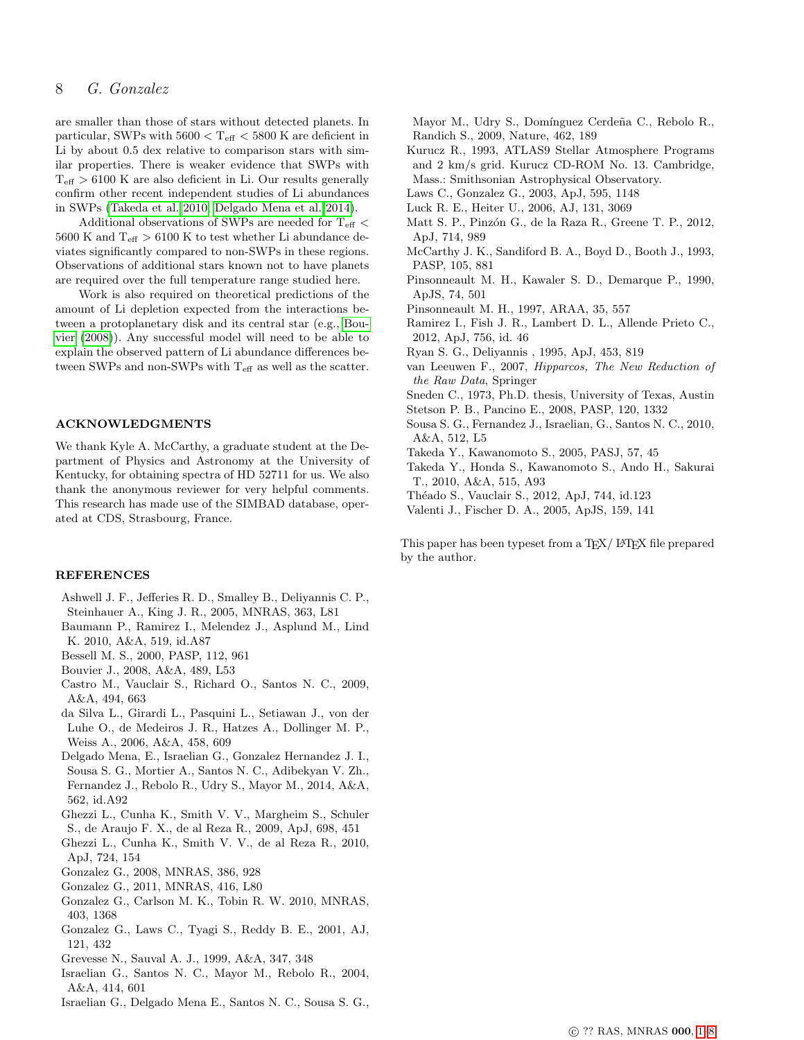are smaller than those of stars without detected planets. In particular, SWPs with $5600 < \mathrm{T_{eff}} < 5800$ K are deficient in Li by about 0.5 dex relative to comparison stars with similar properties. There is weaker evidence that SWPs with $\mathrm{T_{eff}} > 6100$ K are also deficient in Li. Our results generally confirm other recent independent studies of Li abundances in SWPs (Takeda et al. 2010; Delgado Mena et al. 2014).

Additional observations of SWPs are needed for $\mathrm{T_{eff}} <$ 5600 K and $\mathrm{T_{eff}} > 6100$ K to test whether Li abundance deviates significantly compared to non-SWPs in these regions. Observations of additional stars known not to have planets are required over the full temperature range studied here.

Work is also required on theoretical predictions of the amount of Li depletion expected from the interactions between a protoplanetary disk and its central star (e.g., Bouvier (2008)). Any successful model will need to be able to explain the observed pattern of Li abundance differences between SWPs and non-SWPs with $\mathrm{T_{eff}}$ as well as the scatter.

## ACKNOWLEDGMENTS

We thank Kyle A. McCarthy, a graduate student at the Department of Physics and Astronomy at the University of Kentucky, for obtaining spectra of HD 52711 for us. We also thank the anonymous reviewer for very helpful comments. This research has made use of the SIMBAD database, operated at CDS, Strasbourg, France.

## REFERENCES

Ashwell J. F., Jefferies R. D., Smalley B., Deliyannis C. P., Steinhauer A., King J. R., 2005, MNRAS, 363, L81

Baumann P., Ramirez I., Melendez J., Asplund M., Lind K. 2010, A&A, 519, id.A87

Bessell M. S., 2000, PASP, 112, 961

Bouvier J., 2008, A&A, 489, L53

Castro M., Vauclair S., Richard O., Santos N. C., 2009, A&A, 494, 663

da Silva L., Girardi L., Pasquini L., Setiawan J., von der Luhe O., de Medeiros J. R., Hatzes A., Dollinger M. P., Weiss A., 2006, A&A, 458, 609

Delgado Mena, E., Israelian G., Gonzalez Hernandez J. I., Sousa S. G., Mortier A., Santos N. C., Adibekyan V. Zh., Fernandez J., Rebolo R., Udry S., Mayor M., 2014, A&A, 562, id.A92

Ghezzi L., Cunha K., Smith V. V., Margheim S., Schuler S., de Araujo F. X., de al Reza R., 2009, ApJ, 698, 451

Ghezzi L., Cunha K., Smith V. V., de al Reza R., 2010, ApJ, 724, 154

Gonzalez G., 2008, MNRAS, 386, 928

Gonzalez G., 2011, MNRAS, 416, L80

Gonzalez G., Carlson M. K., Tobin R. W. 2010, MNRAS, 403, 1368

Gonzalez G., Laws C., Tyagi S., Reddy B. E., 2001, AJ, 121, 432

Grevesse N., Sauval A. J., 1999, A&A, 347, 348

Israelian G., Santos N. C., Mayor M., Rebolo R., 2004, A&A, 414, 601

Israelian G., Delgado Mena E., Santos N. C., Sousa S. G., Mayor M., Udry S., Domínguez Cerdeña C., Rebolo R., Randich S., 2009, Nature, 462, 189

Kurucz R., 1993, ATLAS9 Stellar Atmosphere Programs and 2 km/s grid. Kurucz CD-ROM No. 13. Cambridge, Mass.: Smithsonian Astrophysical Observatory.

Laws C., Gonzalez G., 2003, ApJ, 595, 1148

Luck R. E., Heiter U., 2006, AJ, 131, 3069

Matt S. P., Pinzón G., de la Raza R., Greene T. P., 2012, ApJ, 714, 989

McCarthy J. K., Sandiford B. A., Boyd D., Booth J., 1993, PASP, 105, 881

Pinsonneault M. H., Kawaler S. D., Demarque P., 1990, ApJS, 74, 501

Pinsonneault M. H., 1997, ARAA, 35, 557

Ramirez I., Fish J. R., Lambert D. L., Allende Prieto C., 2012, ApJ, 756, id. 46

Ryan S. G., Deliyannis , 1995, ApJ, 453, 819

van Leeuwen F., 2007, *Hipparcos, The New Reduction of the Raw Data*, Springer

Sneden C., 1973, Ph.D. thesis, University of Texas, Austin

Stetson P. B., Pancino E., 2008, PASP, 120, 1332

Sousa S. G., Fernandez J., Israelian, G., Santos N. C., 2010, A&A, 512, L5

Takeda Y., Kawanomoto S., 2005, PASJ, 57, 45

Takeda Y., Honda S., Kawanomoto S., Ando H., Sakurai T., 2010, A&A, 515, A93

Théado S., Vauclair S., 2012, ApJ, 744, id.123

Valenti J., Fischer D. A., 2005, ApJS, 159, 141

This paper has been typeset from a TEX/ LATEX file prepared by the author.